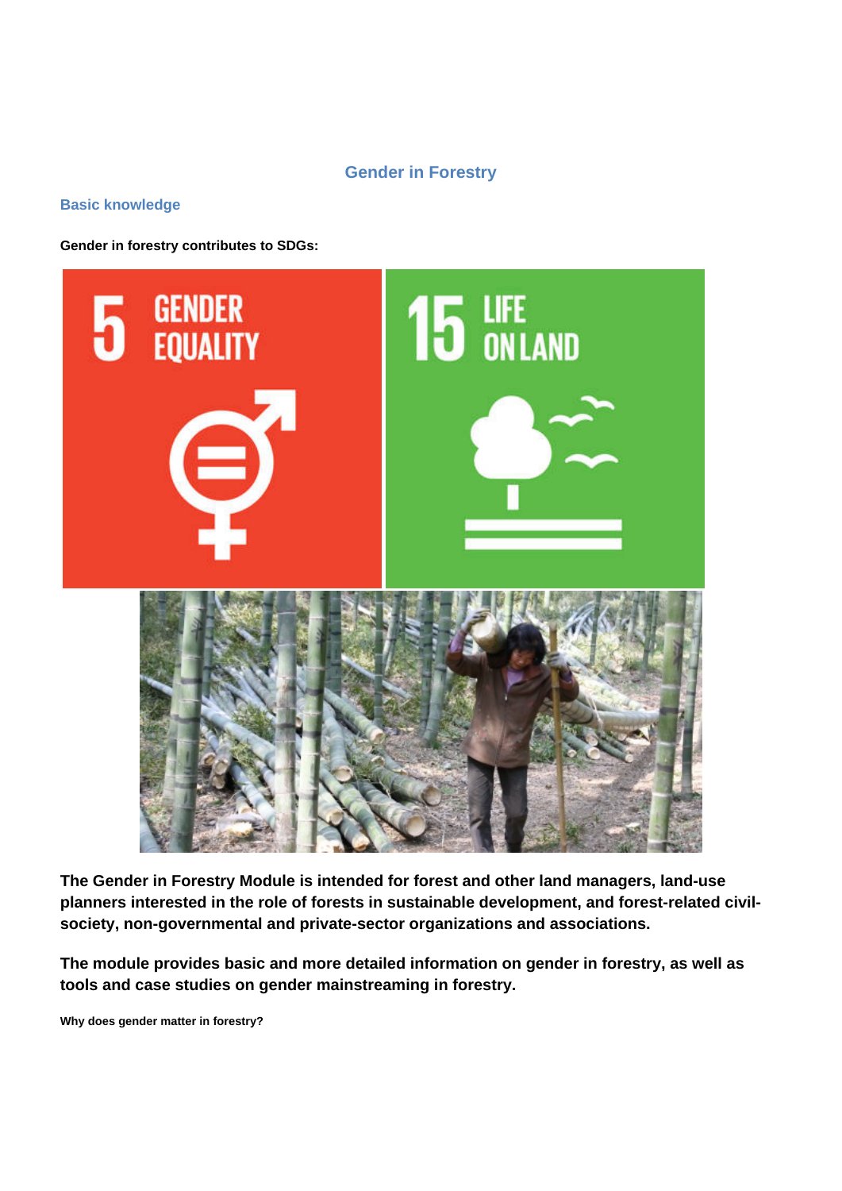# Gender in Forestry

## Basic knowledge

**Gender in forestry contributes to SDGs:**

**The Gender in Forestry Module is intended for forest and other land managers, land-use planners interested in the role of forests in sustainable development, and forest-related civil-society, non-governmental and private-sector organizations and associations.**

**The module provides basic and more detailed information on gender in forestry, as well as tools and case studies on gender mainstreaming in forestry.**

**Why does gender matter in forestry?**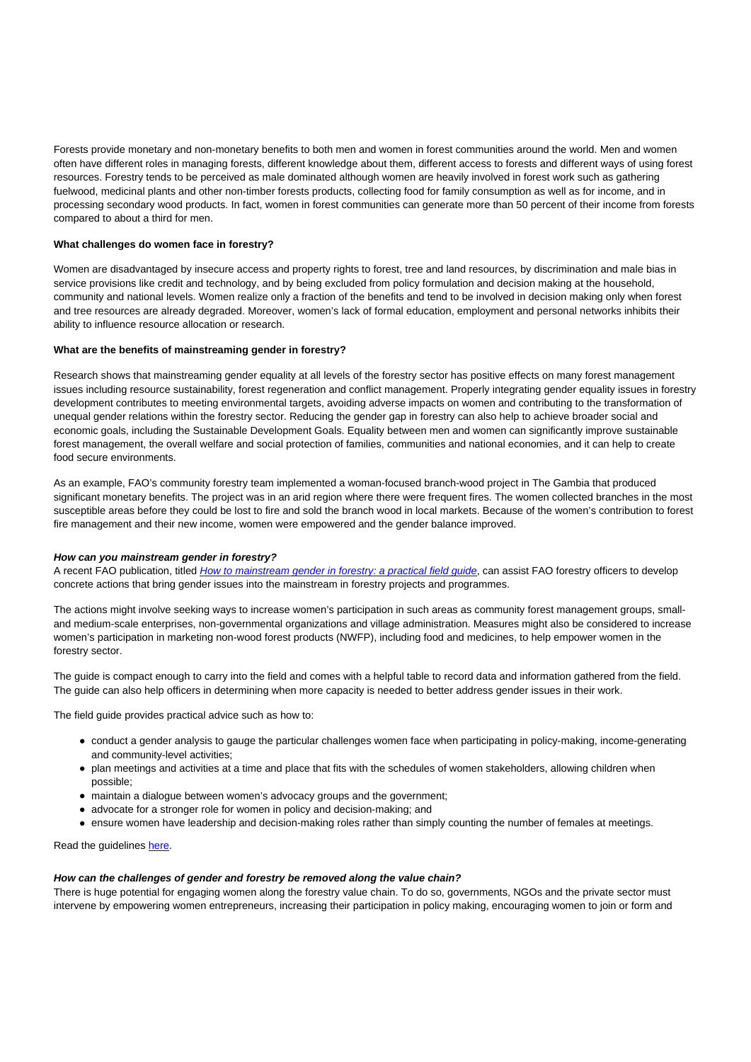Forests provide monetary and non-monetary benefits to both men and women in forest communities around the world. Men and women often have different roles in managing forests, different knowledge about them, different access to forests and different ways of using forest resources. Forestry tends to be perceived as male dominated although women are heavily involved in forest work such as gathering fuelwood, medicinal plants and other non-timber forests products, collecting food for family consumption as well as for income, and in processing secondary wood products. In fact, women in forest communities can generate more than 50 percent of their income from forests compared to about a third for men.

**What challenges do women face in forestry?**

Women are disadvantaged by insecure access and property rights to forest, tree and land resources, by discrimination and male bias in service provisions like credit and technology, and by being excluded from policy formulation and decision making at the household, community and national levels. Women realize only a fraction of the benefits and tend to be involved in decision making only when forest and tree resources are already degraded. Moreover, women's lack of formal education, employment and personal networks inhibits their ability to influence resource allocation or research.

**What are the benefits of mainstreaming gender in forestry?**

Research shows that mainstreaming gender equality at all levels of the forestry sector has positive effects on many forest management issues including resource sustainability, forest regeneration and conflict management. Properly integrating gender equality issues in forestry development contributes to meeting environmental targets, avoiding adverse impacts on women and contributing to the transformation of unequal gender relations within the forestry sector. Reducing the gender gap in forestry can also help to achieve broader social and economic goals, including the Sustainable Development Goals. Equality between men and women can significantly improve sustainable forest management, the overall welfare and social protection of families, communities and national economies, and it can help to create food secure environments.

As an example, FAO's community forestry team implemented a woman-focused branch-wood project in The Gambia that produced significant monetary benefits. The project was in an arid region where there were frequent fires. The women collected branches in the most susceptible areas before they could be lost to fire and sold the branch wood in local markets. Because of the women's contribution to forest fire management and their new income, women were empowered and the gender balance improved.

***How can you mainstream gender in forestry?***

A recent FAO publication, titled *How to mainstream gender in forestry: a practical field guide*, can assist FAO forestry officers to develop concrete actions that bring gender issues into the mainstream in forestry projects and programmes.

The actions might involve seeking ways to increase women's participation in such areas as community forest management groups, small- and medium-scale enterprises, non-governmental organizations and village administration. Measures might also be considered to increase women's participation in marketing non-wood forest products (NWFP), including food and medicines, to help empower women in the forestry sector.

The guide is compact enough to carry into the field and comes with a helpful table to record data and information gathered from the field. The guide can also help officers in determining when more capacity is needed to better address gender issues in their work.

The field guide provides practical advice such as how to:

- conduct a gender analysis to gauge the particular challenges women face when participating in policy-making, income-generating and community-level activities;
- plan meetings and activities at a time and place that fits with the schedules of women stakeholders, allowing children when possible;
- maintain a dialogue between women's advocacy groups and the government;
- advocate for a stronger role for women in policy and decision-making; and
- ensure women have leadership and decision-making roles rather than simply counting the number of females at meetings.

Read the guidelines here.

***How can the challenges of gender and forestry be removed along the value chain?***

There is huge potential for engaging women along the forestry value chain. To do so, governments, NGOs and the private sector must intervene by empowering women entrepreneurs, increasing their participation in policy making, encouraging women to join or form and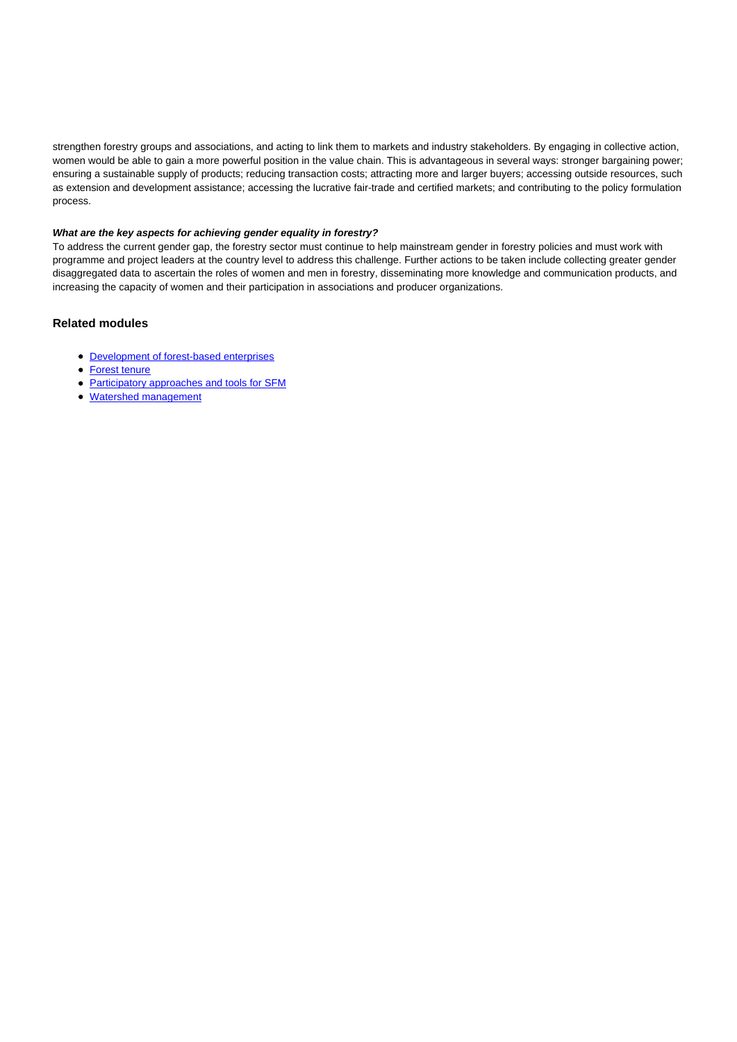strengthen forestry groups and associations, and acting to link them to markets and industry stakeholders. By engaging in collective action, women would be able to gain a more powerful position in the value chain. This is advantageous in several ways: stronger bargaining power; ensuring a sustainable supply of products; reducing transaction costs; attracting more and larger buyers; accessing outside resources, such as extension and development assistance; accessing the lucrative fair-trade and certified markets; and contributing to the policy formulation process.

***What are the key aspects for achieving gender equality in forestry?***

To address the current gender gap, the forestry sector must continue to help mainstream gender in forestry policies and must work with programme and project leaders at the country level to address this challenge. Further actions to be taken include collecting greater gender disaggregated data to ascertain the roles of women and men in forestry, disseminating more knowledge and communication products, and increasing the capacity of women and their participation in associations and producer organizations.

## Related modules

- Development of forest-based enterprises
- Forest tenure
- Participatory approaches and tools for SFM
- Watershed management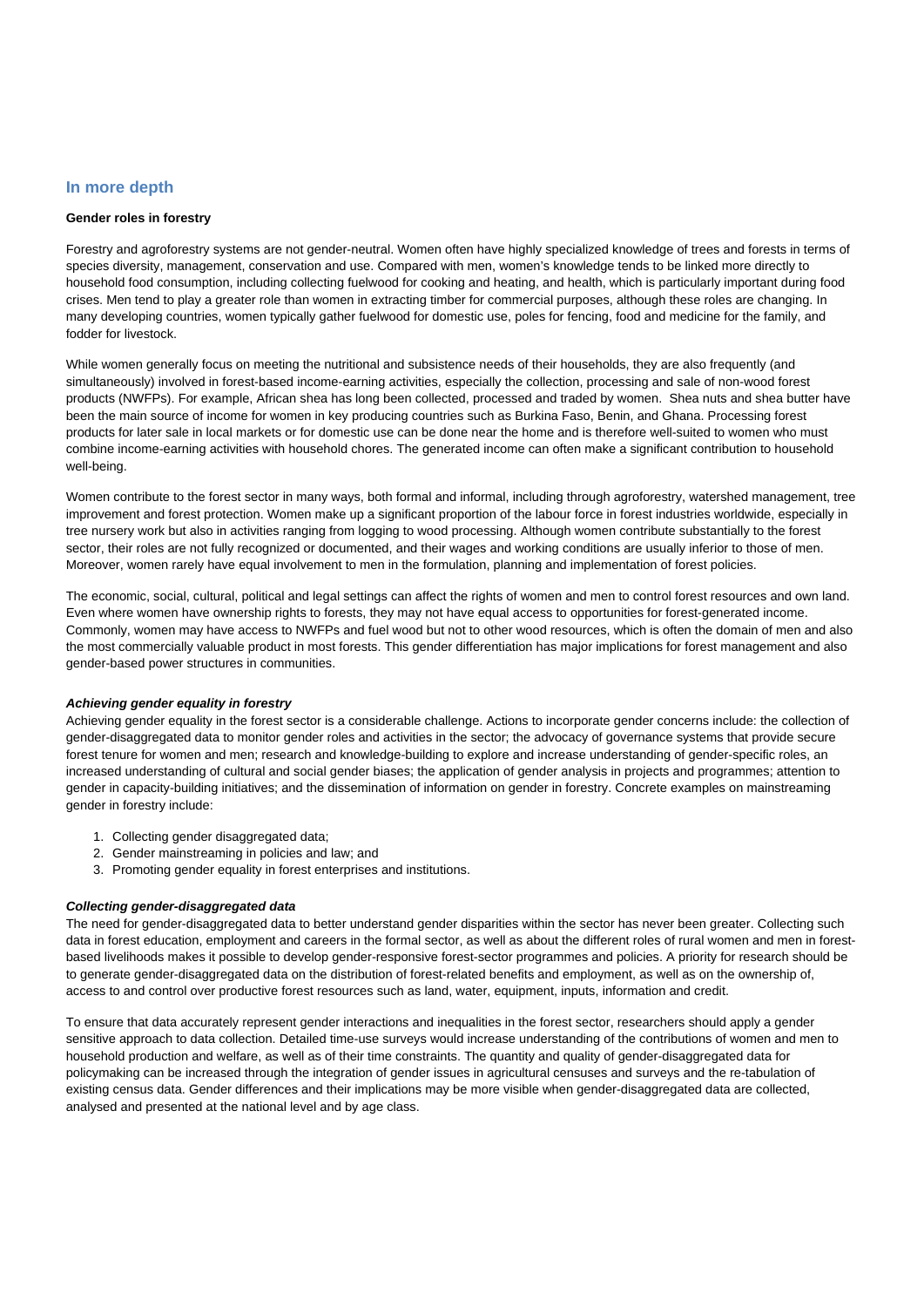## In more depth

**Gender roles in forestry**

Forestry and agroforestry systems are not gender-neutral. Women often have highly specialized knowledge of trees and forests in terms of species diversity, management, conservation and use. Compared with men, women's knowledge tends to be linked more directly to household food consumption, including collecting fuelwood for cooking and heating, and health, which is particularly important during food crises. Men tend to play a greater role than women in extracting timber for commercial purposes, although these roles are changing. In many developing countries, women typically gather fuelwood for domestic use, poles for fencing, food and medicine for the family, and fodder for livestock.

While women generally focus on meeting the nutritional and subsistence needs of their households, they are also frequently (and simultaneously) involved in forest-based income-earning activities, especially the collection, processing and sale of non-wood forest products (NWFPs). For example, African shea has long been collected, processed and traded by women. Shea nuts and shea butter have been the main source of income for women in key producing countries such as Burkina Faso, Benin, and Ghana. Processing forest products for later sale in local markets or for domestic use can be done near the home and is therefore well-suited to women who must combine income-earning activities with household chores. The generated income can often make a significant contribution to household well-being.

Women contribute to the forest sector in many ways, both formal and informal, including through agroforestry, watershed management, tree improvement and forest protection. Women make up a significant proportion of the labour force in forest industries worldwide, especially in tree nursery work but also in activities ranging from logging to wood processing. Although women contribute substantially to the forest sector, their roles are not fully recognized or documented, and their wages and working conditions are usually inferior to those of men. Moreover, women rarely have equal involvement to men in the formulation, planning and implementation of forest policies.

The economic, social, cultural, political and legal settings can affect the rights of women and men to control forest resources and own land. Even where women have ownership rights to forests, they may not have equal access to opportunities for forest-generated income. Commonly, women may have access to NWFPs and fuel wood but not to other wood resources, which is often the domain of men and also the most commercially valuable product in most forests. This gender differentiation has major implications for forest management and also gender-based power structures in communities.

***Achieving gender equality in forestry***

Achieving gender equality in the forest sector is a considerable challenge. Actions to incorporate gender concerns include: the collection of gender-disaggregated data to monitor gender roles and activities in the sector; the advocacy of governance systems that provide secure forest tenure for women and men; research and knowledge-building to explore and increase understanding of gender-specific roles, an increased understanding of cultural and social gender biases; the application of gender analysis in projects and programmes; attention to gender in capacity-building initiatives; and the dissemination of information on gender in forestry. Concrete examples on mainstreaming gender in forestry include:

1. Collecting gender disaggregated data;
2. Gender mainstreaming in policies and law; and
3. Promoting gender equality in forest enterprises and institutions.

***Collecting gender-disaggregated data***

The need for gender-disaggregated data to better understand gender disparities within the sector has never been greater. Collecting such data in forest education, employment and careers in the formal sector, as well as about the different roles of rural women and men in forest-based livelihoods makes it possible to develop gender-responsive forest-sector programmes and policies. A priority for research should be to generate gender-disaggregated data on the distribution of forest-related benefits and employment, as well as on the ownership of, access to and control over productive forest resources such as land, water, equipment, inputs, information and credit.

To ensure that data accurately represent gender interactions and inequalities in the forest sector, researchers should apply a gender sensitive approach to data collection. Detailed time-use surveys would increase understanding of the contributions of women and men to household production and welfare, as well as of their time constraints. The quantity and quality of gender-disaggregated data for policymaking can be increased through the integration of gender issues in agricultural censuses and surveys and the re-tabulation of existing census data. Gender differences and their implications may be more visible when gender-disaggregated data are collected, analysed and presented at the national level and by age class.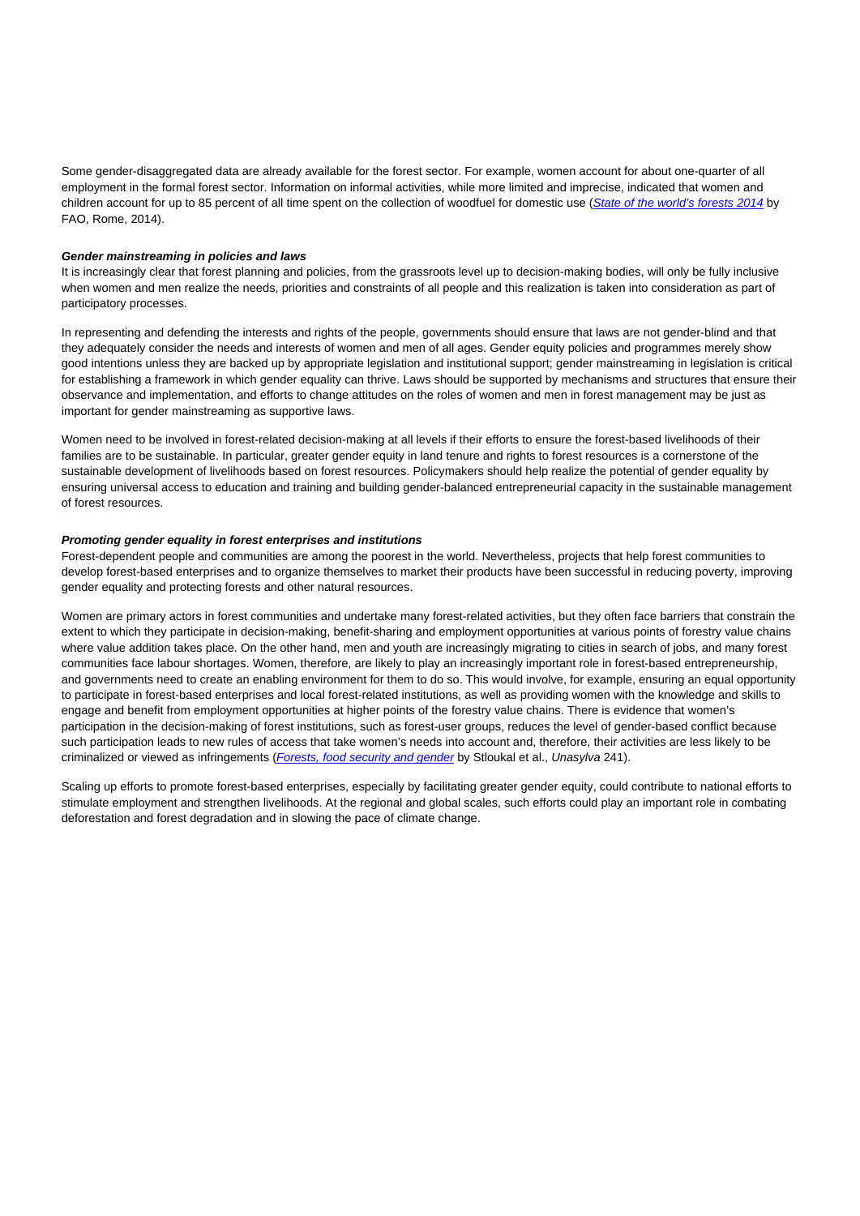Some gender-disaggregated data are already available for the forest sector. For example, women account for about one-quarter of all employment in the formal forest sector. Information on informal activities, while more limited and imprecise, indicated that women and children account for up to 85 percent of all time spent on the collection of woodfuel for domestic use (*State of the world's forests 2014* by FAO, Rome, 2014).

***Gender mainstreaming in policies and laws***

It is increasingly clear that forest planning and policies, from the grassroots level up to decision-making bodies, will only be fully inclusive when women and men realize the needs, priorities and constraints of all people and this realization is taken into consideration as part of participatory processes.

In representing and defending the interests and rights of the people, governments should ensure that laws are not gender-blind and that they adequately consider the needs and interests of women and men of all ages. Gender equity policies and programmes merely show good intentions unless they are backed up by appropriate legislation and institutional support; gender mainstreaming in legislation is critical for establishing a framework in which gender equality can thrive. Laws should be supported by mechanisms and structures that ensure their observance and implementation, and efforts to change attitudes on the roles of women and men in forest management may be just as important for gender mainstreaming as supportive laws.

Women need to be involved in forest-related decision-making at all levels if their efforts to ensure the forest-based livelihoods of their families are to be sustainable. In particular, greater gender equity in land tenure and rights to forest resources is a cornerstone of the sustainable development of livelihoods based on forest resources. Policymakers should help realize the potential of gender equality by ensuring universal access to education and training and building gender-balanced entrepreneurial capacity in the sustainable management of forest resources.

***Promoting gender equality in forest enterprises and institutions***

Forest-dependent people and communities are among the poorest in the world. Nevertheless, projects that help forest communities to develop forest-based enterprises and to organize themselves to market their products have been successful in reducing poverty, improving gender equality and protecting forests and other natural resources.

Women are primary actors in forest communities and undertake many forest-related activities, but they often face barriers that constrain the extent to which they participate in decision-making, benefit-sharing and employment opportunities at various points of forestry value chains where value addition takes place. On the other hand, men and youth are increasingly migrating to cities in search of jobs, and many forest communities face labour shortages. Women, therefore, are likely to play an increasingly important role in forest-based entrepreneurship, and governments need to create an enabling environment for them to do so. This would involve, for example, ensuring an equal opportunity to participate in forest-based enterprises and local forest-related institutions, as well as providing women with the knowledge and skills to engage and benefit from employment opportunities at higher points of the forestry value chains. There is evidence that women's participation in the decision-making of forest institutions, such as forest-user groups, reduces the level of gender-based conflict because such participation leads to new rules of access that take women's needs into account and, therefore, their activities are less likely to be criminalized or viewed as infringements (*Forests, food security and gender* by Stloukal et al., *Unasylva* 241).

Scaling up efforts to promote forest-based enterprises, especially by facilitating greater gender equity, could contribute to national efforts to stimulate employment and strengthen livelihoods. At the regional and global scales, such efforts could play an important role in combating deforestation and forest degradation and in slowing the pace of climate change.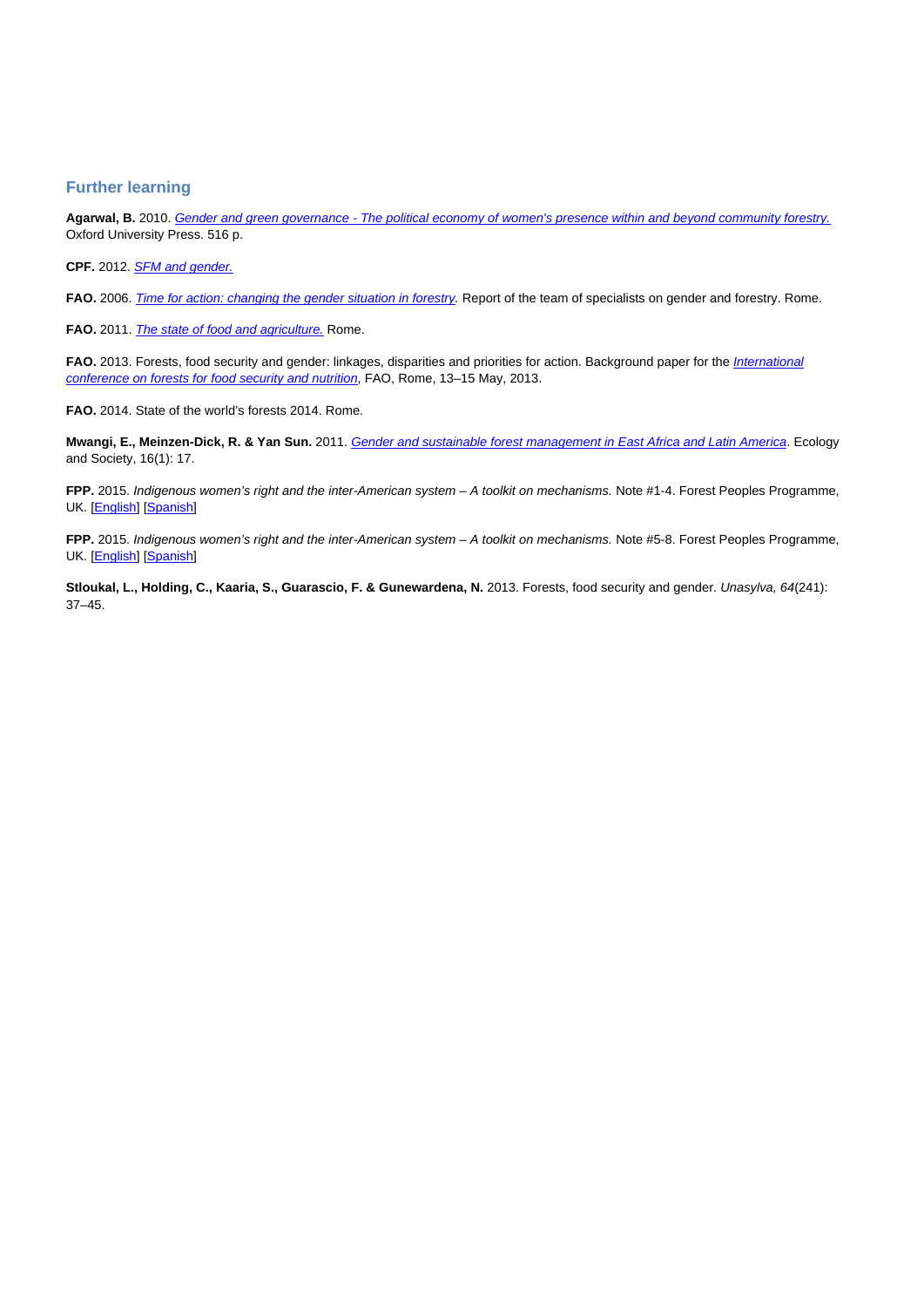## Further learning

**Agarwal, B.** 2010. *Gender and green governance - The political economy of women's presence within and beyond community forestry.* Oxford University Press. 516 p.

**CPF.** 2012. *SFM and gender.*

**FAO.** 2006. *Time for action: changing the gender situation in forestry.* Report of the team of specialists on gender and forestry. Rome.

**FAO.** 2011. *The state of food and agriculture.* Rome.

**FAO.** 2013. Forests, food security and gender: linkages, disparities and priorities for action. Background paper for the *International conference on forests for food security and nutrition*, FAO, Rome, 13–15 May, 2013.

**FAO.** 2014. State of the world's forests 2014. Rome.

**Mwangi, E., Meinzen-Dick, R. & Yan Sun.** 2011. *Gender and sustainable forest management in East Africa and Latin America*. Ecology and Society, 16(1): 17.

**FPP.** 2015. *Indigenous women's right and the inter-American system – A toolkit on mechanisms.* Note #1-4. Forest Peoples Programme, UK. [English] [Spanish]

**FPP.** 2015. *Indigenous women's right and the inter-American system – A toolkit on mechanisms.* Note #5-8. Forest Peoples Programme, UK. [English] [Spanish]

**Stloukal, L., Holding, C., Kaaria, S., Guarascio, F. & Gunewardena, N.** 2013. Forests, food security and gender. *Unasylva, 64*(241): 37–45.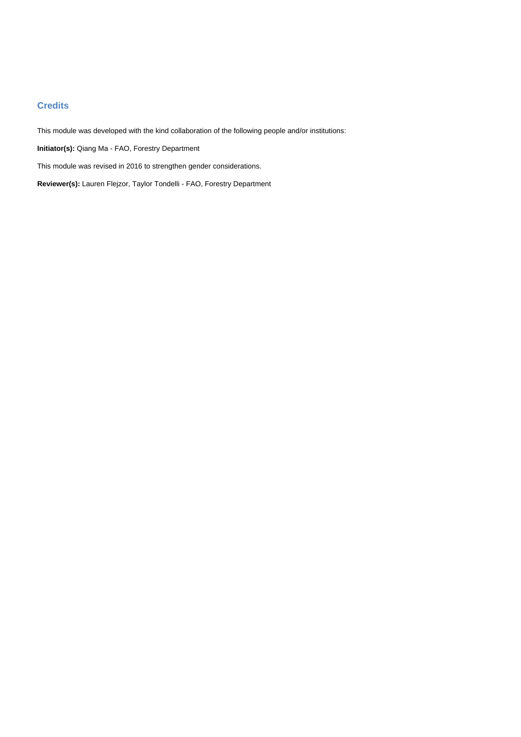## Credits

This module was developed with the kind collaboration of the following people and/or institutions:

**Initiator(s):** Qiang Ma - FAO, Forestry Department

This module was revised in 2016 to strengthen gender considerations.

**Reviewer(s):** Lauren Flejzor, Taylor Tondelli - FAO, Forestry Department